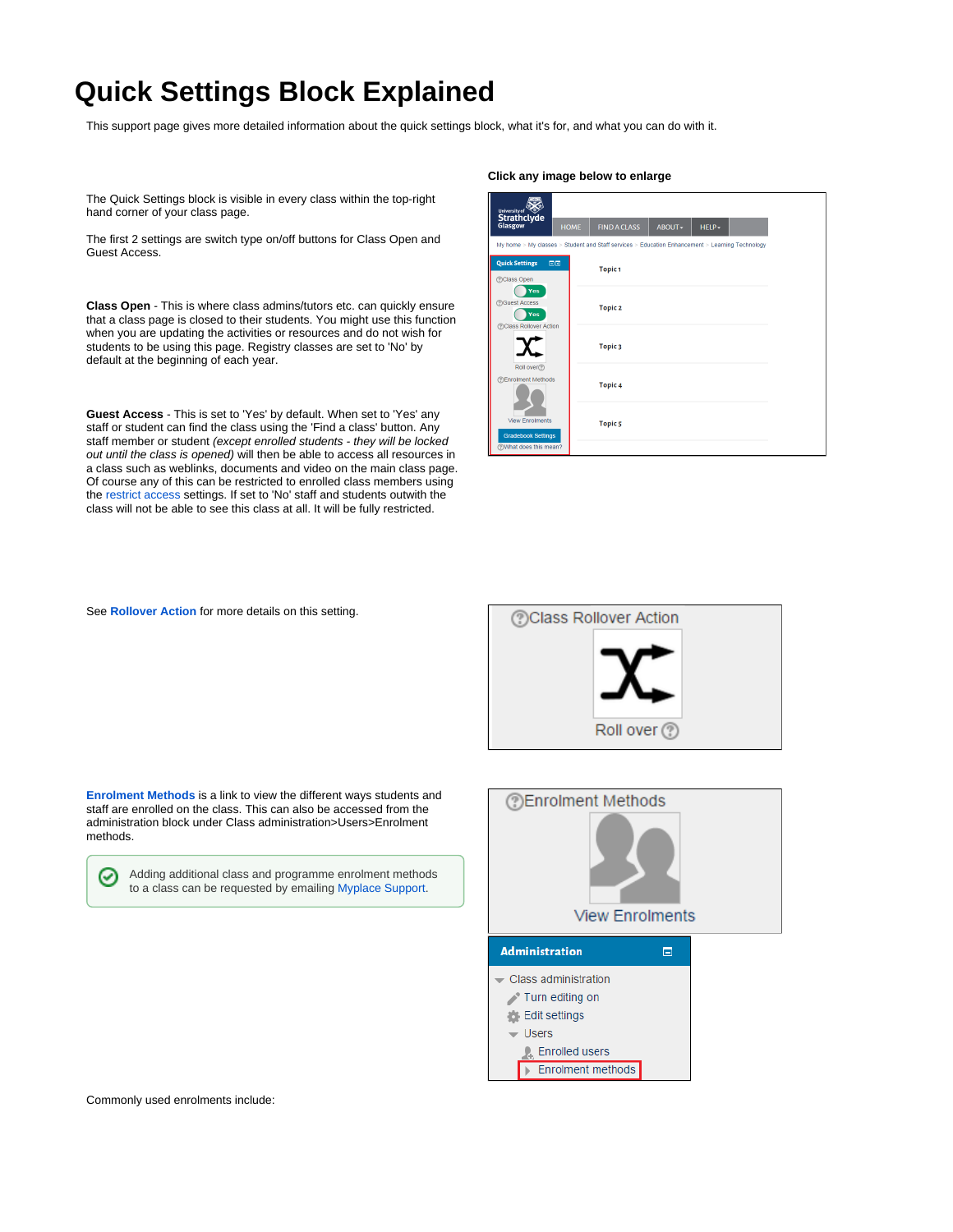# Quick Settings Block Explained

This support page gives more detailed information about the quick settings block, what it's for, and what you can do with it.

**Click any image below to enlarge**

The Quick Settings block is visible in every class within the top-right hand corner of your class page.

The first 2 settings are switch type on/off buttons for Class Open and Guest Access.

**Class Open** - This is where class admins/tutors etc. can quickly ensure that a class page is closed to their students. You might use this function when you are updating the activities or resources and do not wish for students to be using this page. Registry classes are set to 'No' by default at the beginning of each year.

**Guest Access** - This is set to 'Yes' by default. When set to 'Yes' any staff or student can find the class using the 'Find a class' button. Any staff member or student *(except enrolled students - they will be locked out until the class is opened)* will then be able to access all resources in a class such as weblinks, documents and video on the main class page. Of course any of this can be restricted to enrolled class members using the restrict access settings. If set to 'No' staff and students outwith the class will not be able to see this class at all. It will be fully restricted.

See **Rollover Action** for more details on this setting.

**Enrolment Methods** is a link to view the different ways students and staff are enrolled on the class. This can also be accessed from the administration block under Class administration>Users>Enrolment methods.

> Adding additional class and programme enrolment methods to a class can be requested by emailing Myplace Support.

Commonly used enrolments include: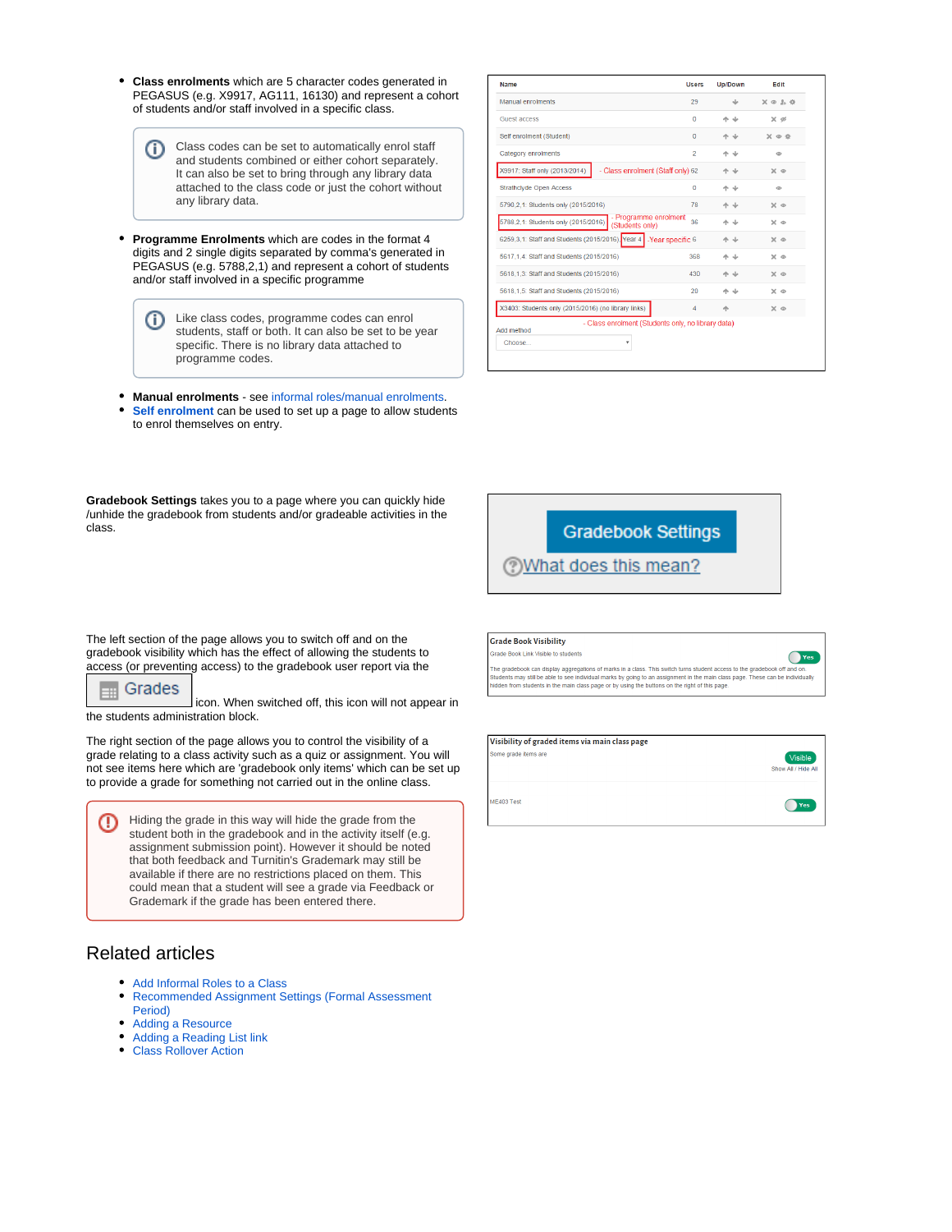- **Class enrolments** which are 5 character codes generated in PEGASUS (e.g. X9917, AG111, 16130) and represent a cohort of students and/or staff involved in a specific class.

> Class codes can be set to automatically enrol staff and students combined or either cohort separately. It can also be set to bring through any library data attached to the class code or just the cohort without any library data.

- **Programme Enrolments** which are codes in the format 4 digits and 2 single digits separated by comma's generated in PEGASUS (e.g. 5788,2,1) and represent a cohort of students and/or staff involved in a specific programme

> Like class codes, programme codes can enrol students, staff or both. It can also be set to be year specific. There is no library data attached to programme codes.

- **Manual enrolments** - see informal roles/manual enrolments.
- **Self enrolment** can be used to set up a page to allow students to enrol themselves on entry.

| Name | Users | Up/Down | Edit |
|---|---|---|---|
| Manual enrolments | 29 | ↓ | |
| Guest access | 0 | ↑ ↓ | |
| Self enrolment (Student) | 0 | ↑ ↓ | |
| Category enrolments | 2 | ↑ ↓ | |
| X9917: Staff only (2013/2014) - Class enrolment (Staff only) | 62 | ↑ ↓ | |
| Strathclyde Open Access | 0 | ↑ ↓ | |
| 5790,2,1: Students only (2015/2016) | 78 | ↑ ↓ | |
| 5788,2,1: Students only (2015/2016) - Programme enrolment (Students only) | 36 | ↑ ↓ | |
| 6259,3,1: Staff and Students (2015/2016) Year 4 - Year specific | 6 | ↑ ↓ | |
| 5617,1,4: Staff and Students (2015/2016) | 368 | ↑ ↓ | |
| 5618,1,3: Staff and Students (2015/2016) | 430 | ↑ ↓ | |
| 5618,1,5: Staff and Students (2015/2016) | 20 | ↑ ↓ | |
| X3403: Students only (2015/2016) (no library links) - Class enrolment (Students only, no library data) | 4 | ↑ | |

Add method
Choose...

**Gradebook Settings** takes you to a page where you can quickly hide /unhide the gradebook from students and/or gradeable activities in the class.

Gradebook Settings
What does this mean?

The left section of the page allows you to switch off and on the gradebook visibility which has the effect of allowing the students to access (or preventing access) to the gradebook user report via the Grades icon. When switched off, this icon will not appear in the students administration block.

**Grade Book Visibility**
Grade Book Link Visible to students — Yes
The gradebook can display aggregations of marks in a class. This switch turns student access to the gradebook off and on. Students may still be able to see individual marks by going to an assignment in the main class page. These can be individually hidden from students in the main class page or by using the buttons on the right of this page.

The right section of the page allows you to control the visibility of a grade relating to a class activity such as a quiz or assignment. You will not see items here which are 'gradebook only items' which can be set up to provide a grade for something not carried out in the online class.

**Visibility of graded items via main class page**
Some grade items are — Visible
Show All / Hide All
ME403 Test — Yes

> Hiding the grade in this way will hide the grade from the student both in the gradebook and in the activity itself (e.g. assignment submission point). However it should be noted that both feedback and Turnitin's Grademark may still be available if there are no restrictions placed on them. This could mean that a student will see a grade via Feedback or Grademark if the grade has been entered there.

## Related articles

- Add Informal Roles to a Class
- Recommended Assignment Settings (Formal Assessment Period)
- Adding a Resource
- Adding a Reading List link
- Class Rollover Action